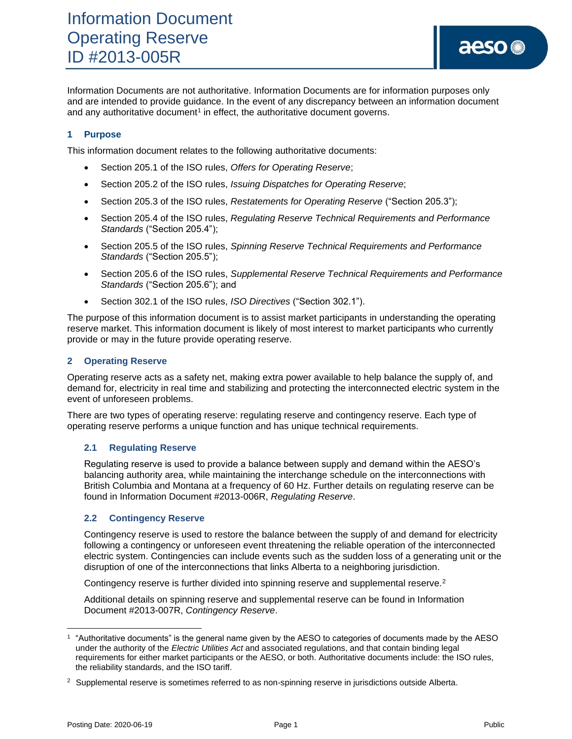# Information Document
# Operating Reserve
# ID #2013-005R

Information Documents are not authoritative. Information Documents are for information purposes only and are intended to provide guidance. In the event of any discrepancy between an information document and any authoritative document[1] in effect, the authoritative document governs.

## 1 Purpose

This information document relates to the following authoritative documents:

- Section 205.1 of the ISO rules, *Offers for Operating Reserve*;
- Section 205.2 of the ISO rules, *Issuing Dispatches for Operating Reserve*;
- Section 205.3 of the ISO rules, *Restatements for Operating Reserve* ("Section 205.3");
- Section 205.4 of the ISO rules, *Regulating Reserve Technical Requirements and Performance Standards* ("Section 205.4");
- Section 205.5 of the ISO rules, *Spinning Reserve Technical Requirements and Performance Standards* ("Section 205.5");
- Section 205.6 of the ISO rules, *Supplemental Reserve Technical Requirements and Performance Standards* ("Section 205.6"); and
- Section 302.1 of the ISO rules, *ISO Directives* ("Section 302.1").

The purpose of this information document is to assist market participants in understanding the operating reserve market. This information document is likely of most interest to market participants who currently provide or may in the future provide operating reserve.

## 2 Operating Reserve

Operating reserve acts as a safety net, making extra power available to help balance the supply of, and demand for, electricity in real time and stabilizing and protecting the interconnected electric system in the event of unforeseen problems.

There are two types of operating reserve: regulating reserve and contingency reserve. Each type of operating reserve performs a unique function and has unique technical requirements.

### 2.1 Regulating Reserve

Regulating reserve is used to provide a balance between supply and demand within the AESO's balancing authority area, while maintaining the interchange schedule on the interconnections with British Columbia and Montana at a frequency of 60 Hz. Further details on regulating reserve can be found in Information Document #2013-006R, *Regulating Reserve*.

### 2.2 Contingency Reserve

Contingency reserve is used to restore the balance between the supply of and demand for electricity following a contingency or unforeseen event threatening the reliable operation of the interconnected electric system. Contingencies can include events such as the sudden loss of a generating unit or the disruption of one of the interconnections that links Alberta to a neighboring jurisdiction.

Contingency reserve is further divided into spinning reserve and supplemental reserve.[2]

Additional details on spinning reserve and supplemental reserve can be found in Information Document #2013-007R, *Contingency Reserve*.

---

[1] "Authoritative documents" is the general name given by the AESO to categories of documents made by the AESO under the authority of the *Electric Utilities Act* and associated regulations, and that contain binding legal requirements for either market participants or the AESO, or both. Authoritative documents include: the ISO rules, the reliability standards, and the ISO tariff.

[2] Supplemental reserve is sometimes referred to as non-spinning reserve in jurisdictions outside Alberta.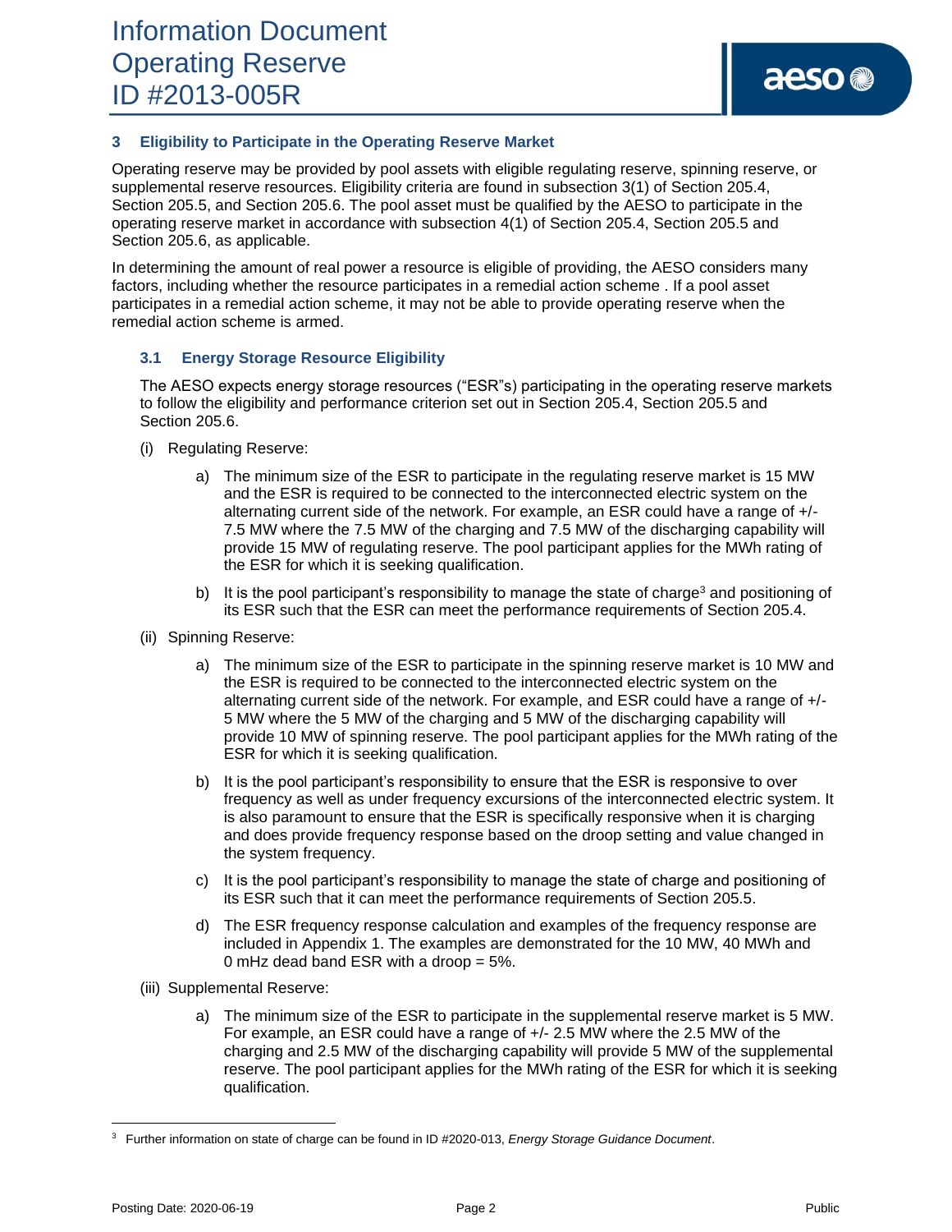## 3 Eligibility to Participate in the Operating Reserve Market

Operating reserve may be provided by pool assets with eligible regulating reserve, spinning reserve, or supplemental reserve resources. Eligibility criteria are found in subsection 3(1) of Section 205.4, Section 205.5, and Section 205.6. The pool asset must be qualified by the AESO to participate in the operating reserve market in accordance with subsection 4(1) of Section 205.4, Section 205.5 and Section 205.6, as applicable.

In determining the amount of real power a resource is eligible of providing, the AESO considers many factors, including whether the resource participates in a remedial action scheme . If a pool asset participates in a remedial action scheme, it may not be able to provide operating reserve when the remedial action scheme is armed.

### 3.1 Energy Storage Resource Eligibility

The AESO expects energy storage resources ("ESR"s) participating in the operating reserve markets to follow the eligibility and performance criterion set out in Section 205.4, Section 205.5 and Section 205.6.

(i) Regulating Reserve:

a) The minimum size of the ESR to participate in the regulating reserve market is 15 MW and the ESR is required to be connected to the interconnected electric system on the alternating current side of the network. For example, an ESR could have a range of +/- 7.5 MW where the 7.5 MW of the charging and 7.5 MW of the discharging capability will provide 15 MW of regulating reserve. The pool participant applies for the MWh rating of the ESR for which it is seeking qualification.

b) It is the pool participant's responsibility to manage the state of charge[3] and positioning of its ESR such that the ESR can meet the performance requirements of Section 205.4.

(ii) Spinning Reserve:

a) The minimum size of the ESR to participate in the spinning reserve market is 10 MW and the ESR is required to be connected to the interconnected electric system on the alternating current side of the network. For example, and ESR could have a range of +/- 5 MW where the 5 MW of the charging and 5 MW of the discharging capability will provide 10 MW of spinning reserve. The pool participant applies for the MWh rating of the ESR for which it is seeking qualification.

b) It is the pool participant's responsibility to ensure that the ESR is responsive to over frequency as well as under frequency excursions of the interconnected electric system. It is also paramount to ensure that the ESR is specifically responsive when it is charging and does provide frequency response based on the droop setting and value changed in the system frequency.

c) It is the pool participant's responsibility to manage the state of charge and positioning of its ESR such that it can meet the performance requirements of Section 205.5.

d) The ESR frequency response calculation and examples of the frequency response are included in Appendix 1. The examples are demonstrated for the 10 MW, 40 MWh and 0 mHz dead band ESR with a droop = 5%.

(iii) Supplemental Reserve:

a) The minimum size of the ESR to participate in the supplemental reserve market is 5 MW. For example, an ESR could have a range of +/- 2.5 MW where the 2.5 MW of the charging and 2.5 MW of the discharging capability will provide 5 MW of the supplemental reserve. The pool participant applies for the MWh rating of the ESR for which it is seeking qualification.

---

[3] Further information on state of charge can be found in ID #2020-013, *Energy Storage Guidance Document*.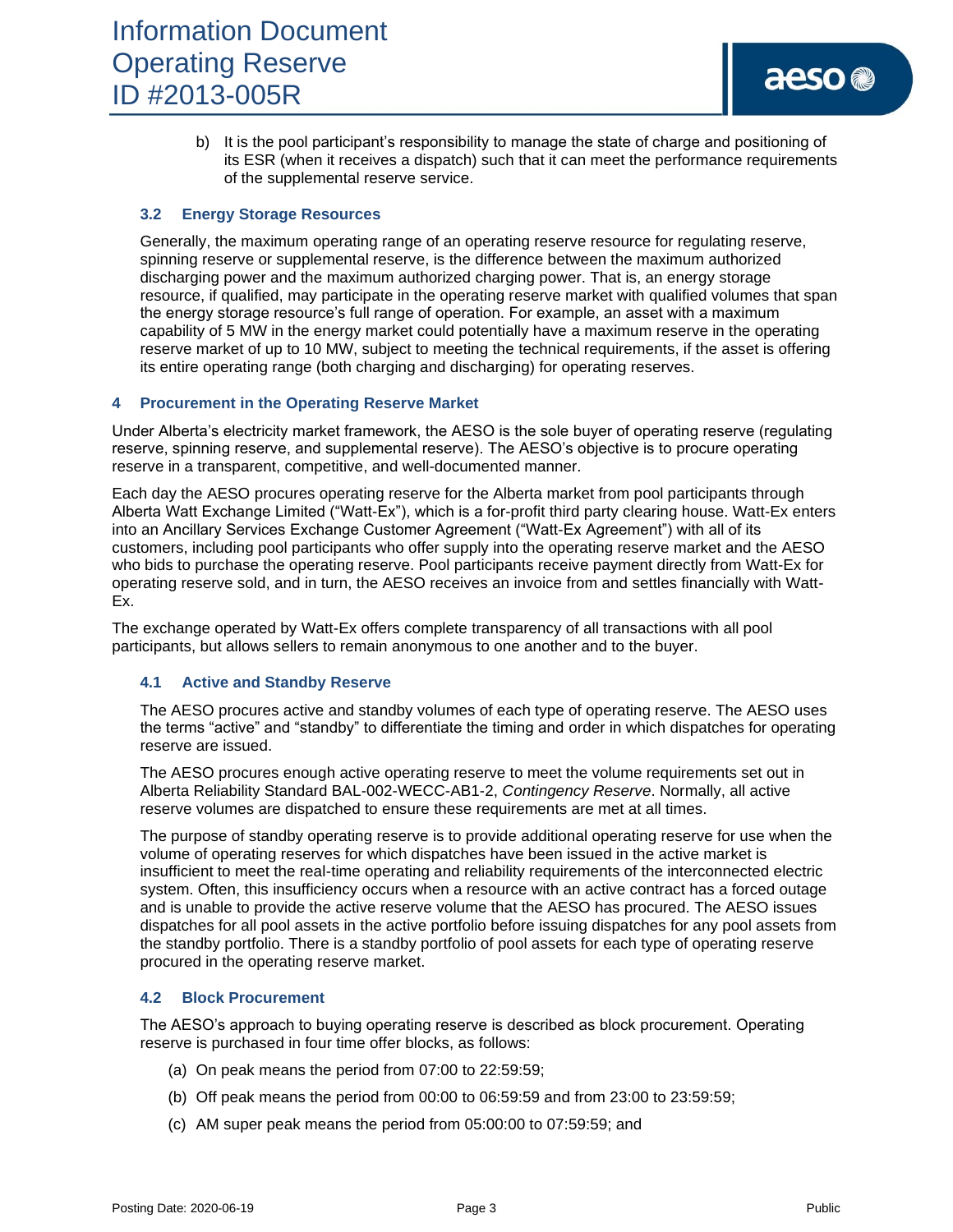b) It is the pool participant's responsibility to manage the state of charge and positioning of its ESR (when it receives a dispatch) such that it can meet the performance requirements of the supplemental reserve service.

### 3.2 Energy Storage Resources

Generally, the maximum operating range of an operating reserve resource for regulating reserve, spinning reserve or supplemental reserve, is the difference between the maximum authorized discharging power and the maximum authorized charging power. That is, an energy storage resource, if qualified, may participate in the operating reserve market with qualified volumes that span the energy storage resource's full range of operation. For example, an asset with a maximum capability of 5 MW in the energy market could potentially have a maximum reserve in the operating reserve market of up to 10 MW, subject to meeting the technical requirements, if the asset is offering its entire operating range (both charging and discharging) for operating reserves.

## 4 Procurement in the Operating Reserve Market

Under Alberta's electricity market framework, the AESO is the sole buyer of operating reserve (regulating reserve, spinning reserve, and supplemental reserve). The AESO's objective is to procure operating reserve in a transparent, competitive, and well-documented manner.

Each day the AESO procures operating reserve for the Alberta market from pool participants through Alberta Watt Exchange Limited ("Watt-Ex"), which is a for-profit third party clearing house. Watt-Ex enters into an Ancillary Services Exchange Customer Agreement ("Watt-Ex Agreement") with all of its customers, including pool participants who offer supply into the operating reserve market and the AESO who bids to purchase the operating reserve. Pool participants receive payment directly from Watt-Ex for operating reserve sold, and in turn, the AESO receives an invoice from and settles financially with Watt-Ex.

The exchange operated by Watt-Ex offers complete transparency of all transactions with all pool participants, but allows sellers to remain anonymous to one another and to the buyer.

### 4.1 Active and Standby Reserve

The AESO procures active and standby volumes of each type of operating reserve. The AESO uses the terms "active" and "standby" to differentiate the timing and order in which dispatches for operating reserve are issued.

The AESO procures enough active operating reserve to meet the volume requirements set out in Alberta Reliability Standard BAL-002-WECC-AB1-2, *Contingency Reserve*. Normally, all active reserve volumes are dispatched to ensure these requirements are met at all times.

The purpose of standby operating reserve is to provide additional operating reserve for use when the volume of operating reserves for which dispatches have been issued in the active market is insufficient to meet the real-time operating and reliability requirements of the interconnected electric system. Often, this insufficiency occurs when a resource with an active contract has a forced outage and is unable to provide the active reserve volume that the AESO has procured. The AESO issues dispatches for all pool assets in the active portfolio before issuing dispatches for any pool assets from the standby portfolio. There is a standby portfolio of pool assets for each type of operating reserve procured in the operating reserve market.

### 4.2 Block Procurement

The AESO's approach to buying operating reserve is described as block procurement. Operating reserve is purchased in four time offer blocks, as follows:

(a) On peak means the period from 07:00 to 22:59:59;

(b) Off peak means the period from 00:00 to 06:59:59 and from 23:00 to 23:59:59;

(c) AM super peak means the period from 05:00:00 to 07:59:59; and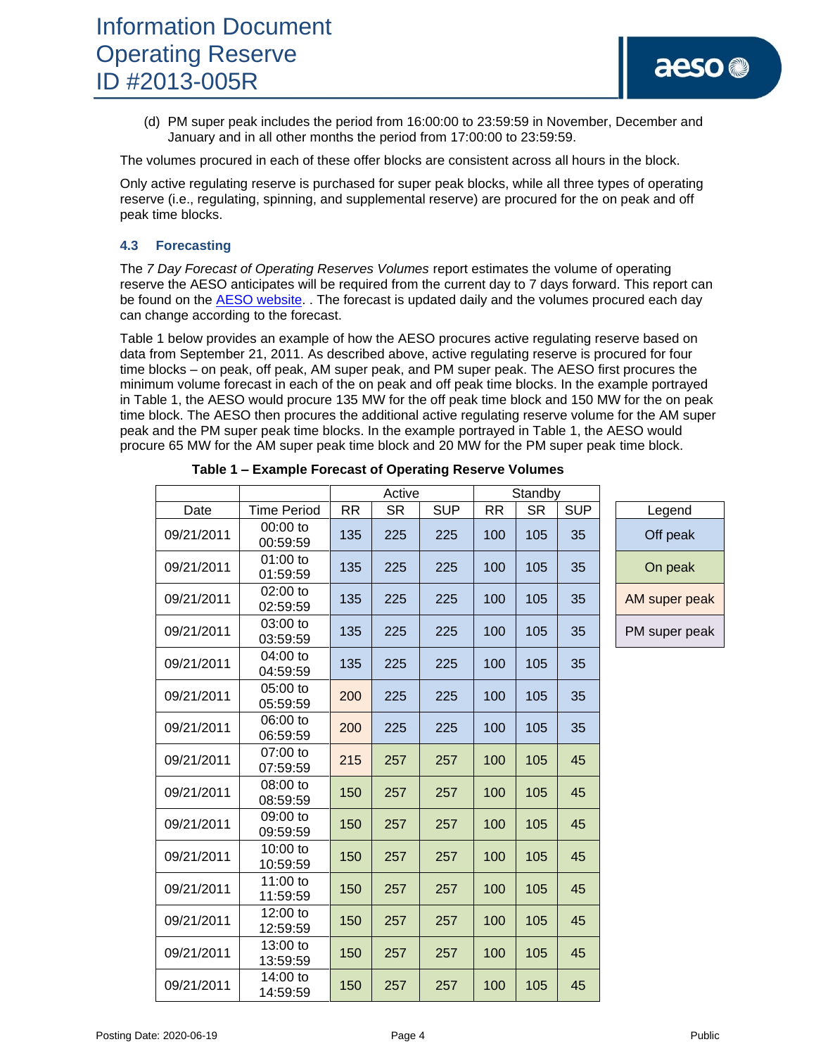(d) PM super peak includes the period from 16:00:00 to 23:59:59 in November, December and January and in all other months the period from 17:00:00 to 23:59:59.

The volumes procured in each of these offer blocks are consistent across all hours in the block.

Only active regulating reserve is purchased for super peak blocks, while all three types of operating reserve (i.e., regulating, spinning, and supplemental reserve) are procured for the on peak and off peak time blocks.

### 4.3 Forecasting

The *7 Day Forecast of Operating Reserves Volumes* report estimates the volume of operating reserve the AESO anticipates will be required from the current day to 7 days forward. This report can be found on the AESO website. . The forecast is updated daily and the volumes procured each day can change according to the forecast.

Table 1 below provides an example of how the AESO procures active regulating reserve based on data from September 21, 2011. As described above, active regulating reserve is procured for four time blocks – on peak, off peak, AM super peak, and PM super peak. The AESO first procures the minimum volume forecast in each of the on peak and off peak time blocks. In the example portrayed in Table 1, the AESO would procure 135 MW for the off peak time block and 150 MW for the on peak time block. The AESO then procures the additional active regulating reserve volume for the AM super peak and the PM super peak time blocks. In the example portrayed in Table 1, the AESO would procure 65 MW for the AM super peak time block and 20 MW for the PM super peak time block.

**Table 1 – Example Forecast of Operating Reserve Volumes**

| | | Active | | | Standby | | |
|---|---|---|---|---|---|---|---|
| Date | Time Period | RR | SR | SUP | RR | SR | SUP |
| 09/21/2011 | 00:00 to 00:59:59 | 135 | 225 | 225 | 100 | 105 | 35 |
| 09/21/2011 | 01:00 to 01:59:59 | 135 | 225 | 225 | 100 | 105 | 35 |
| 09/21/2011 | 02:00 to 02:59:59 | 135 | 225 | 225 | 100 | 105 | 35 |
| 09/21/2011 | 03:00 to 03:59:59 | 135 | 225 | 225 | 100 | 105 | 35 |
| 09/21/2011 | 04:00 to 04:59:59 | 135 | 225 | 225 | 100 | 105 | 35 |
| 09/21/2011 | 05:00 to 05:59:59 | 200 | 225 | 225 | 100 | 105 | 35 |
| 09/21/2011 | 06:00 to 06:59:59 | 200 | 225 | 225 | 100 | 105 | 35 |
| 09/21/2011 | 07:00 to 07:59:59 | 215 | 257 | 257 | 100 | 105 | 45 |
| 09/21/2011 | 08:00 to 08:59:59 | 150 | 257 | 257 | 100 | 105 | 45 |
| 09/21/2011 | 09:00 to 09:59:59 | 150 | 257 | 257 | 100 | 105 | 45 |
| 09/21/2011 | 10:00 to 10:59:59 | 150 | 257 | 257 | 100 | 105 | 45 |
| 09/21/2011 | 11:00 to 11:59:59 | 150 | 257 | 257 | 100 | 105 | 45 |
| 09/21/2011 | 12:00 to 12:59:59 | 150 | 257 | 257 | 100 | 105 | 45 |
| 09/21/2011 | 13:00 to 13:59:59 | 150 | 257 | 257 | 100 | 105 | 45 |
| 09/21/2011 | 14:00 to 14:59:59 | 150 | 257 | 257 | 100 | 105 | 45 |

| Legend |
|---|
| Off peak |
| On peak |
| AM super peak |
| PM super peak |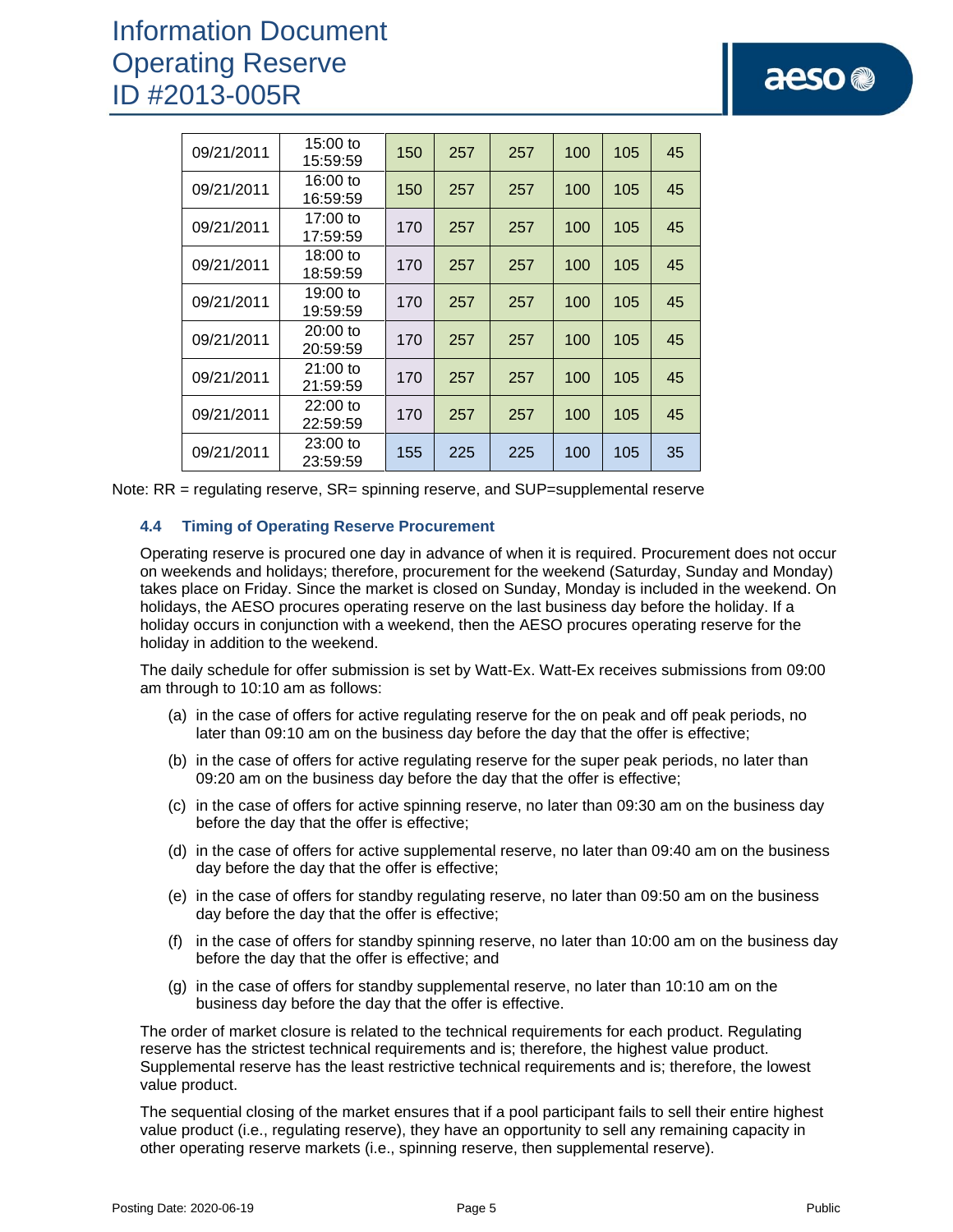| | | | | | | | |
|---|---|---|---|---|---|---|---|
| 09/21/2011 | 15:00 to 15:59:59 | 150 | 257 | 257 | 100 | 105 | 45 |
| 09/21/2011 | 16:00 to 16:59:59 | 150 | 257 | 257 | 100 | 105 | 45 |
| 09/21/2011 | 17:00 to 17:59:59 | 170 | 257 | 257 | 100 | 105 | 45 |
| 09/21/2011 | 18:00 to 18:59:59 | 170 | 257 | 257 | 100 | 105 | 45 |
| 09/21/2011 | 19:00 to 19:59:59 | 170 | 257 | 257 | 100 | 105 | 45 |
| 09/21/2011 | 20:00 to 20:59:59 | 170 | 257 | 257 | 100 | 105 | 45 |
| 09/21/2011 | 21:00 to 21:59:59 | 170 | 257 | 257 | 100 | 105 | 45 |
| 09/21/2011 | 22:00 to 22:59:59 | 170 | 257 | 257 | 100 | 105 | 45 |
| 09/21/2011 | 23:00 to 23:59:59 | 155 | 225 | 225 | 100 | 105 | 35 |

Note: RR = regulating reserve, SR= spinning reserve, and SUP=supplemental reserve

### 4.4 Timing of Operating Reserve Procurement

Operating reserve is procured one day in advance of when it is required. Procurement does not occur on weekends and holidays; therefore, procurement for the weekend (Saturday, Sunday and Monday) takes place on Friday. Since the market is closed on Sunday, Monday is included in the weekend. On holidays, the AESO procures operating reserve on the last business day before the holiday. If a holiday occurs in conjunction with a weekend, then the AESO procures operating reserve for the holiday in addition to the weekend.

The daily schedule for offer submission is set by Watt-Ex. Watt-Ex receives submissions from 09:00 am through to 10:10 am as follows:

(a) in the case of offers for active regulating reserve for the on peak and off peak periods, no later than 09:10 am on the business day before the day that the offer is effective;

(b) in the case of offers for active regulating reserve for the super peak periods, no later than 09:20 am on the business day before the day that the offer is effective;

(c) in the case of offers for active spinning reserve, no later than 09:30 am on the business day before the day that the offer is effective;

(d) in the case of offers for active supplemental reserve, no later than 09:40 am on the business day before the day that the offer is effective;

(e) in the case of offers for standby regulating reserve, no later than 09:50 am on the business day before the day that the offer is effective;

(f) in the case of offers for standby spinning reserve, no later than 10:00 am on the business day before the day that the offer is effective; and

(g) in the case of offers for standby supplemental reserve, no later than 10:10 am on the business day before the day that the offer is effective.

The order of market closure is related to the technical requirements for each product. Regulating reserve has the strictest technical requirements and is; therefore, the highest value product. Supplemental reserve has the least restrictive technical requirements and is; therefore, the lowest value product.

The sequential closing of the market ensures that if a pool participant fails to sell their entire highest value product (i.e., regulating reserve), they have an opportunity to sell any remaining capacity in other operating reserve markets (i.e., spinning reserve, then supplemental reserve).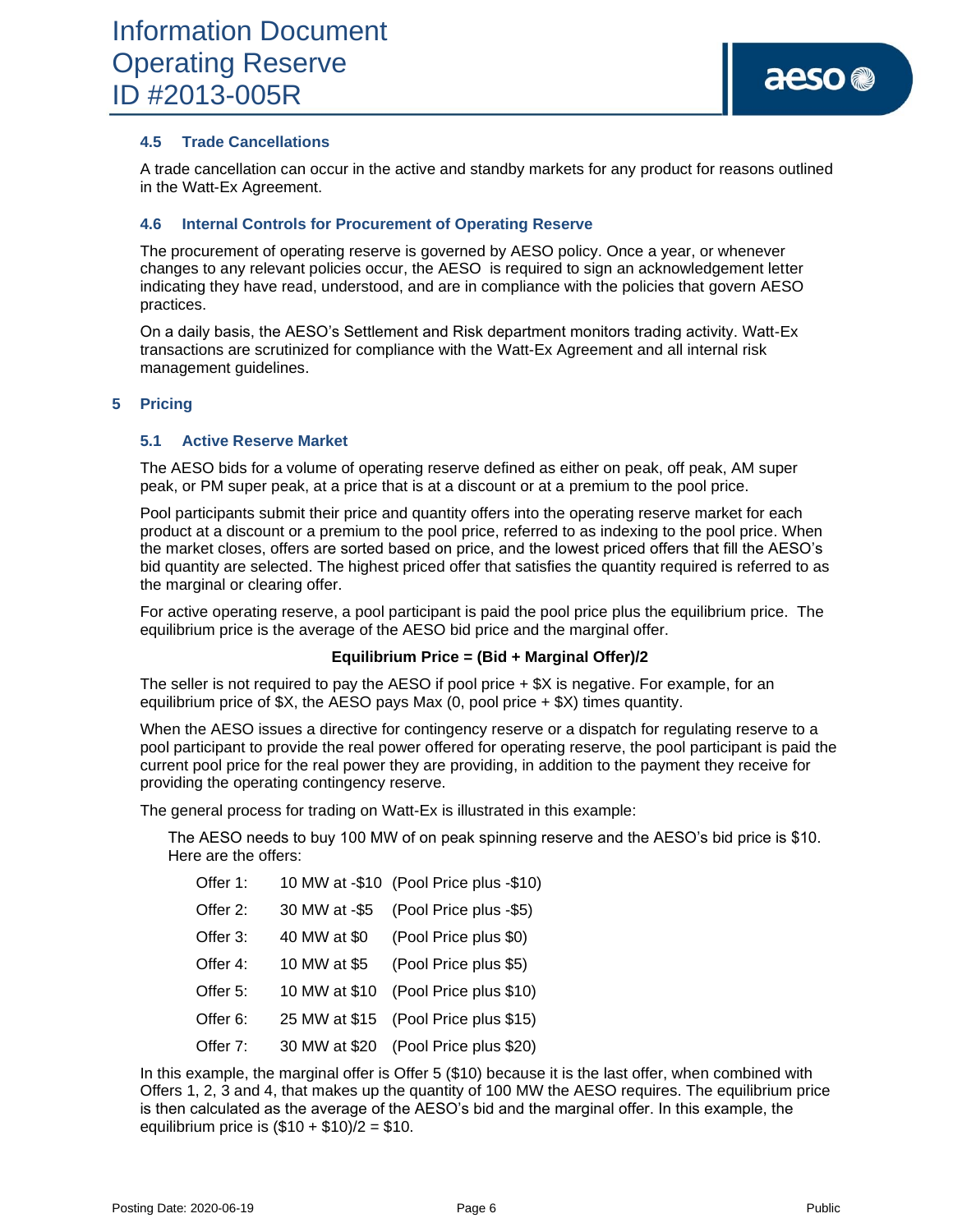### 4.5 Trade Cancellations

A trade cancellation can occur in the active and standby markets for any product for reasons outlined in the Watt-Ex Agreement.

### 4.6 Internal Controls for Procurement of Operating Reserve

The procurement of operating reserve is governed by AESO policy. Once a year, or whenever changes to any relevant policies occur, the AESO is required to sign an acknowledgement letter indicating they have read, understood, and are in compliance with the policies that govern AESO practices.

On a daily basis, the AESO's Settlement and Risk department monitors trading activity. Watt-Ex transactions are scrutinized for compliance with the Watt-Ex Agreement and all internal risk management guidelines.

## 5 Pricing

### 5.1 Active Reserve Market

The AESO bids for a volume of operating reserve defined as either on peak, off peak, AM super peak, or PM super peak, at a price that is at a discount or at a premium to the pool price.

Pool participants submit their price and quantity offers into the operating reserve market for each product at a discount or a premium to the pool price, referred to as indexing to the pool price. When the market closes, offers are sorted based on price, and the lowest priced offers that fill the AESO's bid quantity are selected. The highest priced offer that satisfies the quantity required is referred to as the marginal or clearing offer.

For active operating reserve, a pool participant is paid the pool price plus the equilibrium price. The equilibrium price is the average of the AESO bid price and the marginal offer.

**Equilibrium Price = (Bid + Marginal Offer)/2**

The seller is not required to pay the AESO if pool price + $X is negative. For example, for an equilibrium price of $X, the AESO pays Max (0, pool price + $X) times quantity.

When the AESO issues a directive for contingency reserve or a dispatch for regulating reserve to a pool participant to provide the real power offered for operating reserve, the pool participant is paid the current pool price for the real power they are providing, in addition to the payment they receive for providing the operating contingency reserve.

The general process for trading on Watt-Ex is illustrated in this example:

> The AESO needs to buy 100 MW of on peak spinning reserve and the AESO's bid price is $10. Here are the offers:
>
> Offer 1: 10 MW at -$10 (Pool Price plus -$10)
>
> Offer 2: 30 MW at -$5 (Pool Price plus -$5)
>
> Offer 3: 40 MW at $0 (Pool Price plus $0)
>
> Offer 4: 10 MW at $5 (Pool Price plus $5)
>
> Offer 5: 10 MW at $10 (Pool Price plus $10)
>
> Offer 6: 25 MW at $15 (Pool Price plus $15)
>
> Offer 7: 30 MW at $20 (Pool Price plus $20)

In this example, the marginal offer is Offer 5 ($10) because it is the last offer, when combined with Offers 1, 2, 3 and 4, that makes up the quantity of 100 MW the AESO requires. The equilibrium price is then calculated as the average of the AESO's bid and the marginal offer. In this example, the equilibrium price is ($10 + $10)/2 = $10.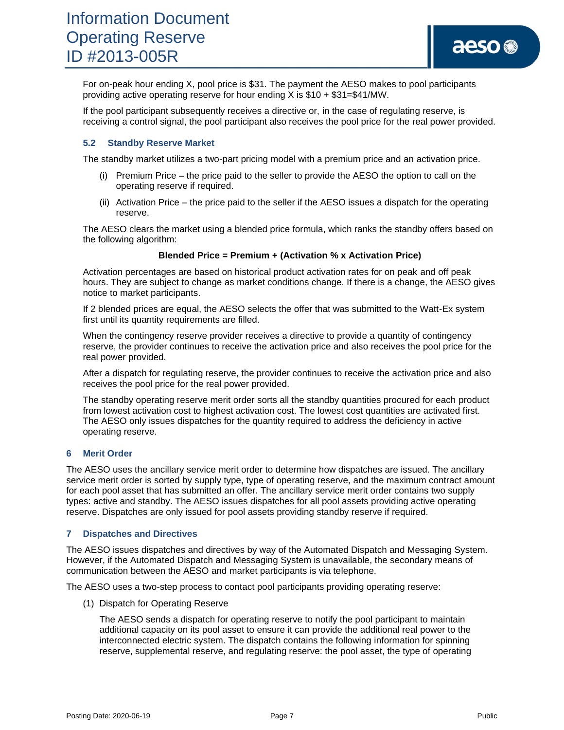For on-peak hour ending X, pool price is $31. The payment the AESO makes to pool participants providing active operating reserve for hour ending X is $10 + $31=$41/MW.

If the pool participant subsequently receives a directive or, in the case of regulating reserve, is receiving a control signal, the pool participant also receives the pool price for the real power provided.

### 5.2 Standby Reserve Market

The standby market utilizes a two-part pricing model with a premium price and an activation price.

(i) Premium Price – the price paid to the seller to provide the AESO the option to call on the operating reserve if required.

(ii) Activation Price – the price paid to the seller if the AESO issues a dispatch for the operating reserve.

The AESO clears the market using a blended price formula, which ranks the standby offers based on the following algorithm:

**Blended Price = Premium + (Activation % x Activation Price)**

Activation percentages are based on historical product activation rates for on peak and off peak hours. They are subject to change as market conditions change. If there is a change, the AESO gives notice to market participants.

If 2 blended prices are equal, the AESO selects the offer that was submitted to the Watt-Ex system first until its quantity requirements are filled.

When the contingency reserve provider receives a directive to provide a quantity of contingency reserve, the provider continues to receive the activation price and also receives the pool price for the real power provided.

After a dispatch for regulating reserve, the provider continues to receive the activation price and also receives the pool price for the real power provided.

The standby operating reserve merit order sorts all the standby quantities procured for each product from lowest activation cost to highest activation cost. The lowest cost quantities are activated first. The AESO only issues dispatches for the quantity required to address the deficiency in active operating reserve.

## 6 Merit Order

The AESO uses the ancillary service merit order to determine how dispatches are issued. The ancillary service merit order is sorted by supply type, type of operating reserve, and the maximum contract amount for each pool asset that has submitted an offer. The ancillary service merit order contains two supply types: active and standby. The AESO issues dispatches for all pool assets providing active operating reserve. Dispatches are only issued for pool assets providing standby reserve if required.

## 7 Dispatches and Directives

The AESO issues dispatches and directives by way of the Automated Dispatch and Messaging System. However, if the Automated Dispatch and Messaging System is unavailable, the secondary means of communication between the AESO and market participants is via telephone.

The AESO uses a two-step process to contact pool participants providing operating reserve:

(1) Dispatch for Operating Reserve

The AESO sends a dispatch for operating reserve to notify the pool participant to maintain additional capacity on its pool asset to ensure it can provide the additional real power to the interconnected electric system. The dispatch contains the following information for spinning reserve, supplemental reserve, and regulating reserve: the pool asset, the type of operating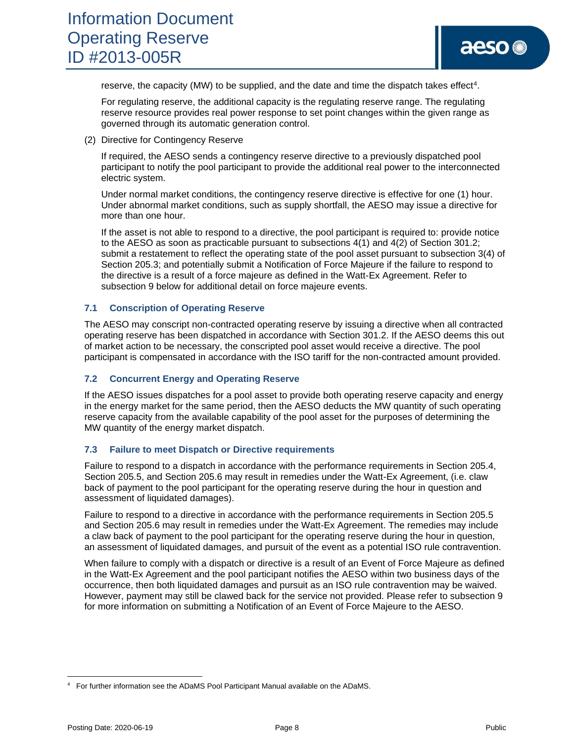reserve, the capacity (MW) to be supplied, and the date and time the dispatch takes effect[4].

For regulating reserve, the additional capacity is the regulating reserve range. The regulating reserve resource provides real power response to set point changes within the given range as governed through its automatic generation control.

(2) Directive for Contingency Reserve

If required, the AESO sends a contingency reserve directive to a previously dispatched pool participant to notify the pool participant to provide the additional real power to the interconnected electric system.

Under normal market conditions, the contingency reserve directive is effective for one (1) hour. Under abnormal market conditions, such as supply shortfall, the AESO may issue a directive for more than one hour.

If the asset is not able to respond to a directive, the pool participant is required to: provide notice to the AESO as soon as practicable pursuant to subsections 4(1) and 4(2) of Section 301.2; submit a restatement to reflect the operating state of the pool asset pursuant to subsection 3(4) of Section 205.3; and potentially submit a Notification of Force Majeure if the failure to respond to the directive is a result of a force majeure as defined in the Watt-Ex Agreement. Refer to subsection 9 below for additional detail on force majeure events.

### 7.1 Conscription of Operating Reserve

The AESO may conscript non-contracted operating reserve by issuing a directive when all contracted operating reserve has been dispatched in accordance with Section 301.2. If the AESO deems this out of market action to be necessary, the conscripted pool asset would receive a directive. The pool participant is compensated in accordance with the ISO tariff for the non-contracted amount provided.

### 7.2 Concurrent Energy and Operating Reserve

If the AESO issues dispatches for a pool asset to provide both operating reserve capacity and energy in the energy market for the same period, then the AESO deducts the MW quantity of such operating reserve capacity from the available capability of the pool asset for the purposes of determining the MW quantity of the energy market dispatch.

### 7.3 Failure to meet Dispatch or Directive requirements

Failure to respond to a dispatch in accordance with the performance requirements in Section 205.4, Section 205.5, and Section 205.6 may result in remedies under the Watt-Ex Agreement, (i.e. claw back of payment to the pool participant for the operating reserve during the hour in question and assessment of liquidated damages).

Failure to respond to a directive in accordance with the performance requirements in Section 205.5 and Section 205.6 may result in remedies under the Watt-Ex Agreement. The remedies may include a claw back of payment to the pool participant for the operating reserve during the hour in question, an assessment of liquidated damages, and pursuit of the event as a potential ISO rule contravention.

When failure to comply with a dispatch or directive is a result of an Event of Force Majeure as defined in the Watt-Ex Agreement and the pool participant notifies the AESO within two business days of the occurrence, then both liquidated damages and pursuit as an ISO rule contravention may be waived. However, payment may still be clawed back for the service not provided. Please refer to subsection 9 for more information on submitting a Notification of an Event of Force Majeure to the AESO.

---

[4] For further information see the ADaMS Pool Participant Manual available on the ADaMS.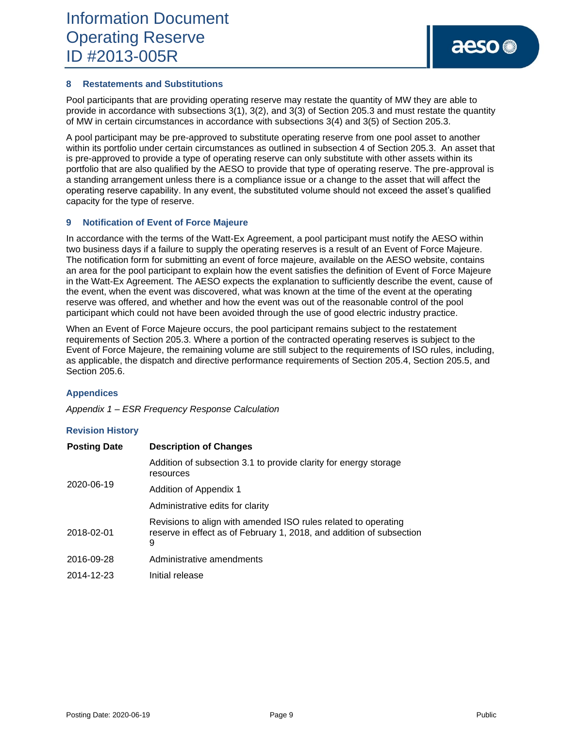## 8 Restatements and Substitutions

Pool participants that are providing operating reserve may restate the quantity of MW they are able to provide in accordance with subsections 3(1), 3(2), and 3(3) of Section 205.3 and must restate the quantity of MW in certain circumstances in accordance with subsections 3(4) and 3(5) of Section 205.3.

A pool participant may be pre-approved to substitute operating reserve from one pool asset to another within its portfolio under certain circumstances as outlined in subsection 4 of Section 205.3. An asset that is pre-approved to provide a type of operating reserve can only substitute with other assets within its portfolio that are also qualified by the AESO to provide that type of operating reserve. The pre-approval is a standing arrangement unless there is a compliance issue or a change to the asset that will affect the operating reserve capability. In any event, the substituted volume should not exceed the asset's qualified capacity for the type of reserve.

## 9 Notification of Event of Force Majeure

In accordance with the terms of the Watt-Ex Agreement, a pool participant must notify the AESO within two business days if a failure to supply the operating reserves is a result of an Event of Force Majeure. The notification form for submitting an event of force majeure, available on the AESO website, contains an area for the pool participant to explain how the event satisfies the definition of Event of Force Majeure in the Watt-Ex Agreement. The AESO expects the explanation to sufficiently describe the event, cause of the event, when the event was discovered, what was known at the time of the event at the operating reserve was offered, and whether and how the event was out of the reasonable control of the pool participant which could not have been avoided through the use of good electric industry practice.

When an Event of Force Majeure occurs, the pool participant remains subject to the restatement requirements of Section 205.3. Where a portion of the contracted operating reserves is subject to the Event of Force Majeure, the remaining volume are still subject to the requirements of ISO rules, including, as applicable, the dispatch and directive performance requirements of Section 205.4, Section 205.5, and Section 205.6.

## Appendices

*Appendix 1 – ESR Frequency Response Calculation*

## Revision History

| Posting Date | Description of Changes |
|---|---|
| 2020-06-19 | Addition of subsection 3.1 to provide clarity for energy storage resources<br>Addition of Appendix 1<br>Administrative edits for clarity |
| 2018-02-01 | Revisions to align with amended ISO rules related to operating reserve in effect as of February 1, 2018, and addition of subsection 9 |
| 2016-09-28 | Administrative amendments |
| 2014-12-23 | Initial release |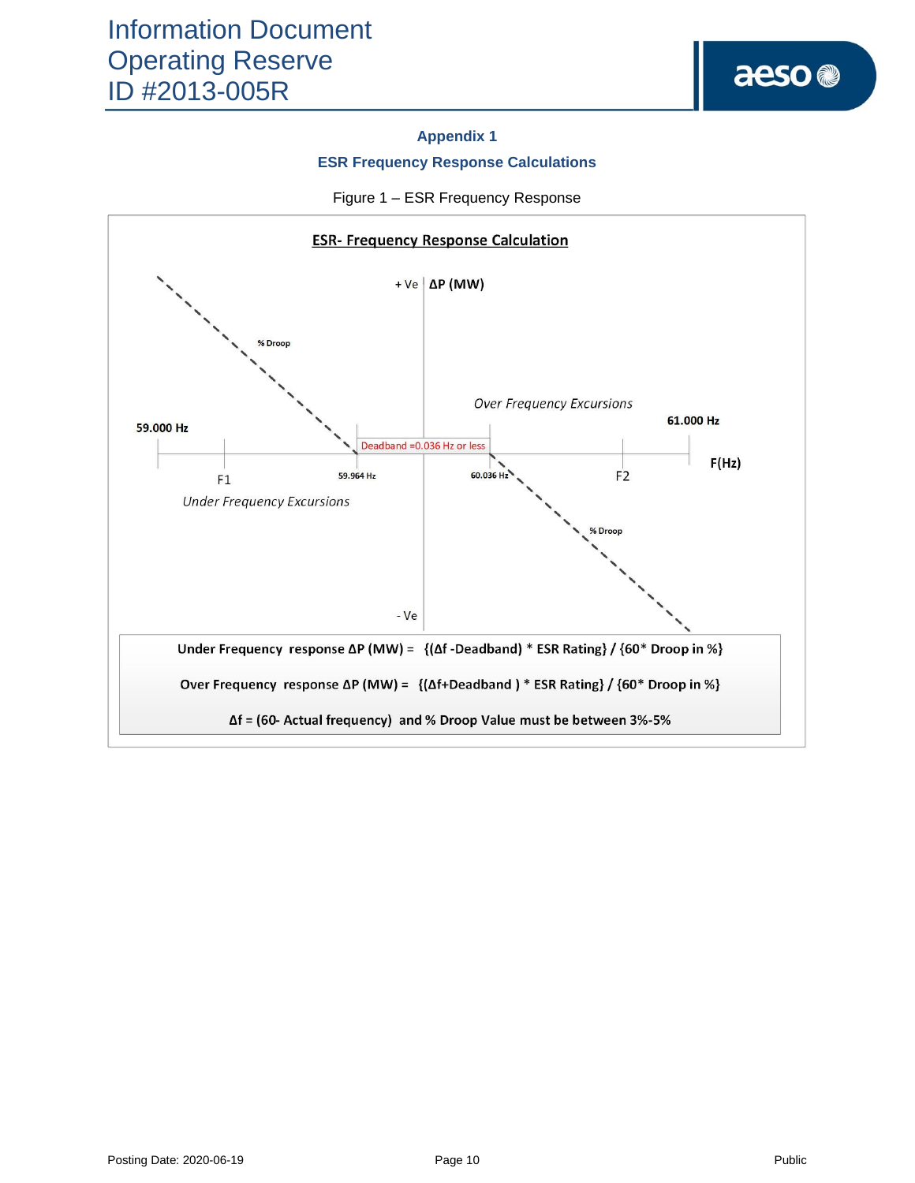## Appendix 1

### ESR Frequency Response Calculations

Figure 1 – ESR Frequency Response

**ESR- Frequency Response Calculation**

+ Ve | ΔP (MW)

% Droop

Over Frequency Excursions

59.000 Hz

61.000 Hz

Deadband =0.036 Hz or less

F(Hz)

F1

59.964 Hz

60.036 Hz

F2

Under Frequency Excursions

% Droop

- Ve

Under Frequency response ΔP (MW) = {(Δf -Deadband) * ESR Rating} / {60* Droop in %}

Over Frequency response ΔP (MW) = {(Δf+Deadband ) * ESR Rating} / {60* Droop in %}

Δf = (60- Actual frequency) and % Droop Value must be between 3%-5%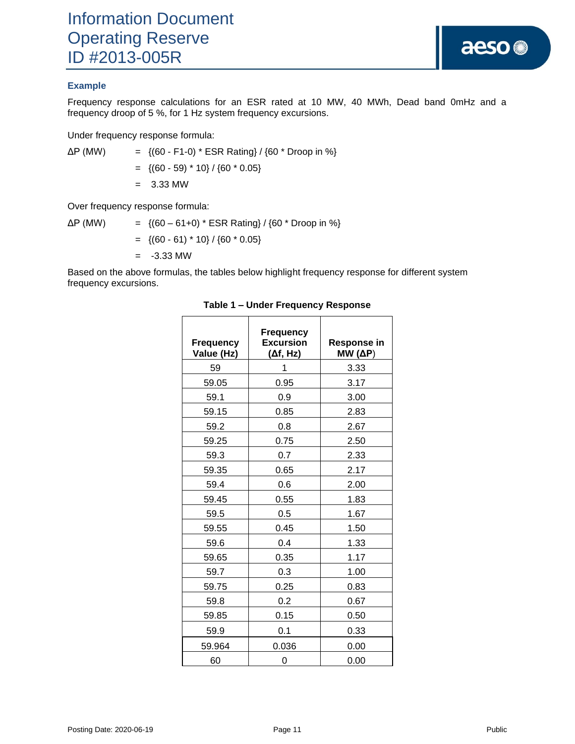### Example

Frequency response calculations for an ESR rated at 10 MW, 40 MWh, Dead band 0mHz and a frequency droop of 5 %, for 1 Hz system frequency excursions.

Under frequency response formula:

$$\Delta P \text{ (MW)} = \{(60 - F1\text{-}0) * \text{ESR Rating}\} / \{60 * \text{Droop in \%}\}$$

$$= \{(60 - 59) * 10\} / \{60 * 0.05\}$$

$$= 3.33 \text{ MW}$$

Over frequency response formula:

$$\Delta P \text{ (MW)} = \{(60 - 61\text{+}0) * \text{ESR Rating}\} / \{60 * \text{Droop in \%}\}$$

$$= \{(60 - 61) * 10\} / \{60 * 0.05\}$$

$$= -3.33 \text{ MW}$$

Based on the above formulas, the tables below highlight frequency response for different system frequency excursions.

**Table 1 – Under Frequency Response**

| Frequency Value (Hz) | Frequency Excursion (Δf, Hz) | Response in MW (ΔP) |
|---|---|---|
| 59 | 1 | 3.33 |
| 59.05 | 0.95 | 3.17 |
| 59.1 | 0.9 | 3.00 |
| 59.15 | 0.85 | 2.83 |
| 59.2 | 0.8 | 2.67 |
| 59.25 | 0.75 | 2.50 |
| 59.3 | 0.7 | 2.33 |
| 59.35 | 0.65 | 2.17 |
| 59.4 | 0.6 | 2.00 |
| 59.45 | 0.55 | 1.83 |
| 59.5 | 0.5 | 1.67 |
| 59.55 | 0.45 | 1.50 |
| 59.6 | 0.4 | 1.33 |
| 59.65 | 0.35 | 1.17 |
| 59.7 | 0.3 | 1.00 |
| 59.75 | 0.25 | 0.83 |
| 59.8 | 0.2 | 0.67 |
| 59.85 | 0.15 | 0.50 |
| 59.9 | 0.1 | 0.33 |
| 59.964 | 0.036 | 0.00 |
| 60 | 0 | 0.00 |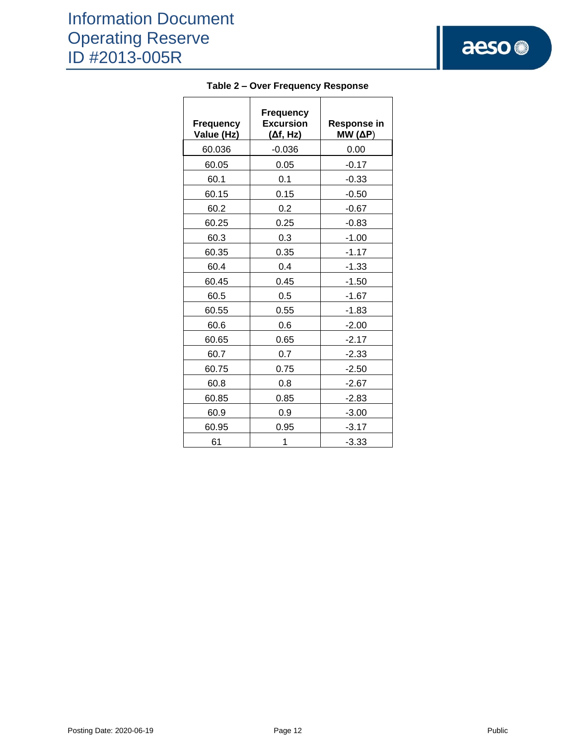**Table 2 – Over Frequency Response**

| Frequency Value (Hz) | Frequency Excursion (Δf, Hz) | Response in MW (ΔP) |
|---|---|---|
| 60.036 | -0.036 | 0.00 |
| 60.05 | 0.05 | -0.17 |
| 60.1 | 0.1 | -0.33 |
| 60.15 | 0.15 | -0.50 |
| 60.2 | 0.2 | -0.67 |
| 60.25 | 0.25 | -0.83 |
| 60.3 | 0.3 | -1.00 |
| 60.35 | 0.35 | -1.17 |
| 60.4 | 0.4 | -1.33 |
| 60.45 | 0.45 | -1.50 |
| 60.5 | 0.5 | -1.67 |
| 60.55 | 0.55 | -1.83 |
| 60.6 | 0.6 | -2.00 |
| 60.65 | 0.65 | -2.17 |
| 60.7 | 0.7 | -2.33 |
| 60.75 | 0.75 | -2.50 |
| 60.8 | 0.8 | -2.67 |
| 60.85 | 0.85 | -2.83 |
| 60.9 | 0.9 | -3.00 |
| 60.95 | 0.95 | -3.17 |
| 61 | 1 | -3.33 |